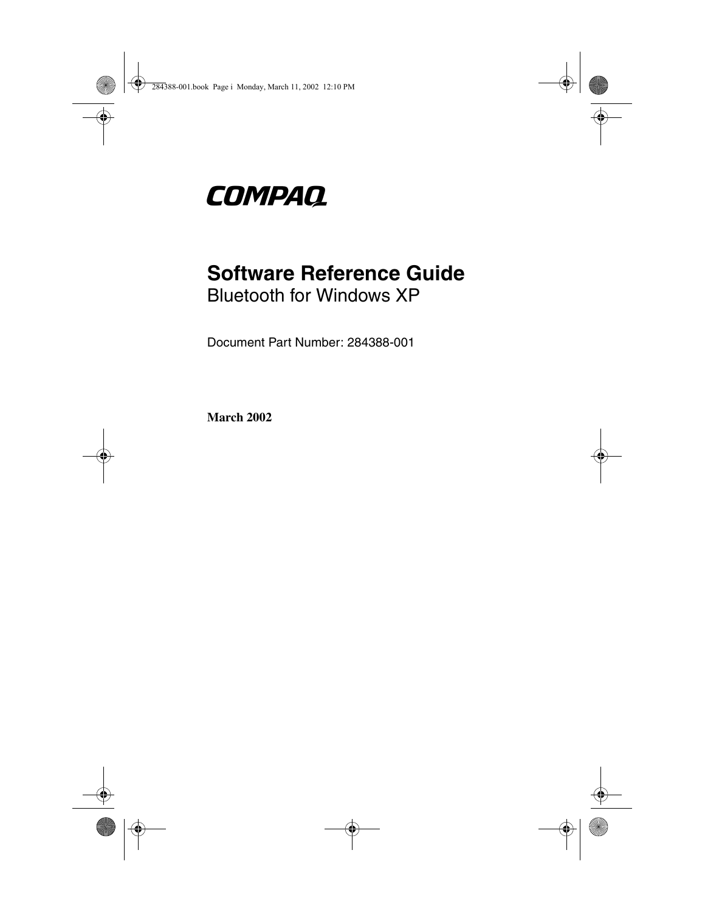COMPAQ

# Software Reference Guide

## Bluetooth for Windows XP

Document Part Number: 284388-001

**March 2002**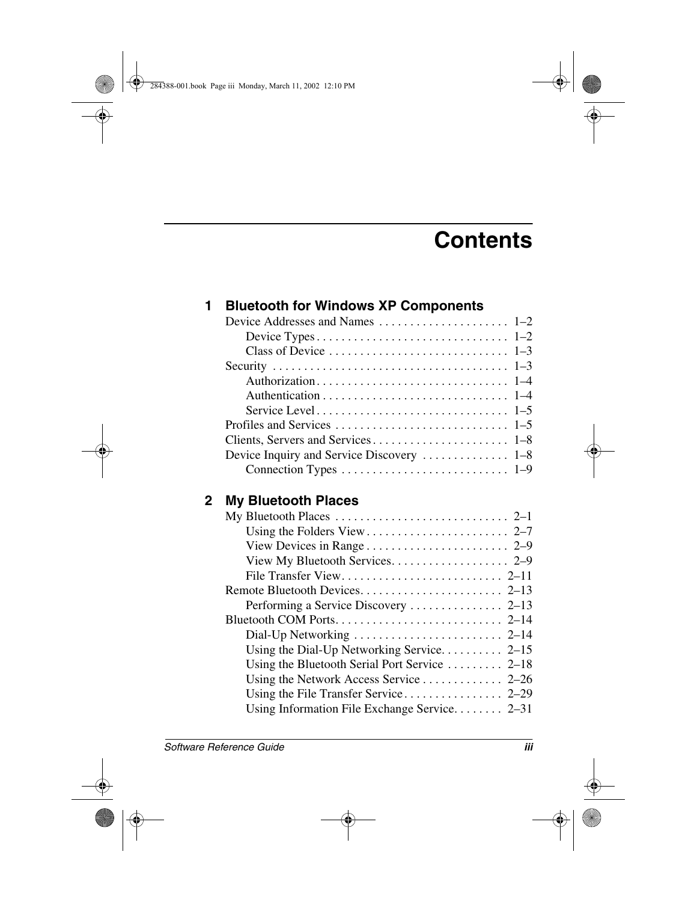# Contents

## 1 Bluetooth for Windows XP Components

Device Addresses and Names . . . . . . . . . . . . . . . . . . . . 1–2
- Device Types . . . . . . . . . . . . . . . . . . . . . . . . . . . . . . 1–2
- Class of Device . . . . . . . . . . . . . . . . . . . . . . . . . . . . 1–3

Security . . . . . . . . . . . . . . . . . . . . . . . . . . . . . . . . . . . . 1–3
- Authorization . . . . . . . . . . . . . . . . . . . . . . . . . . . . . . 1–4
- Authentication . . . . . . . . . . . . . . . . . . . . . . . . . . . . . 1–4
- Service Level . . . . . . . . . . . . . . . . . . . . . . . . . . . . . . 1–5

Profiles and Services . . . . . . . . . . . . . . . . . . . . . . . . . . 1–5

Clients, Servers and Services . . . . . . . . . . . . . . . . . . . . . 1–8

Device Inquiry and Service Discovery . . . . . . . . . . . . . 1–8
- Connection Types . . . . . . . . . . . . . . . . . . . . . . . . . . 1–9

## 2 My Bluetooth Places

My Bluetooth Places . . . . . . . . . . . . . . . . . . . . . . . . . . . 2–1
- Using the Folders View . . . . . . . . . . . . . . . . . . . . . . . 2–7
- View Devices in Range . . . . . . . . . . . . . . . . . . . . . . . 2–9
- View My Bluetooth Services. . . . . . . . . . . . . . . . . . . 2–9
- File Transfer View. . . . . . . . . . . . . . . . . . . . . . . . . . 2–11

Remote Bluetooth Devices. . . . . . . . . . . . . . . . . . . . . . 2–13
- Performing a Service Discovery . . . . . . . . . . . . . . . 2–13

Bluetooth COM Ports. . . . . . . . . . . . . . . . . . . . . . . . . . 2–14
- Dial-Up Networking . . . . . . . . . . . . . . . . . . . . . . . . 2–14
- Using the Dial-Up Networking Service. . . . . . . . . . 2–15
- Using the Bluetooth Serial Port Service . . . . . . . . . 2–18
- Using the Network Access Service . . . . . . . . . . . . . 2–26
- Using the File Transfer Service . . . . . . . . . . . . . . . . 2–29
- Using Information File Exchange Service. . . . . . . . 2–31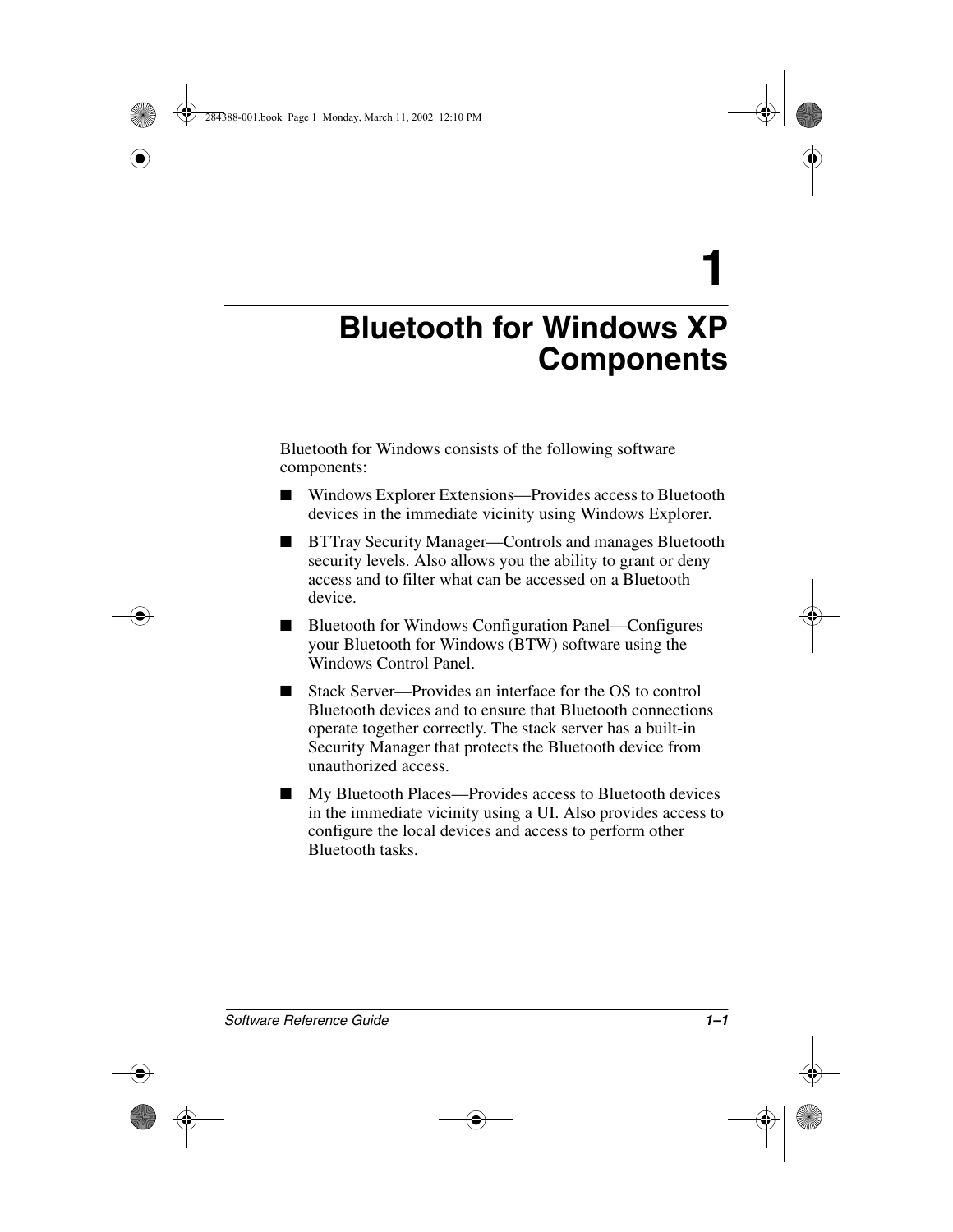# 1 Bluetooth for Windows XP Components

Bluetooth for Windows consists of the following software components:

- Windows Explorer Extensions—Provides access to Bluetooth devices in the immediate vicinity using Windows Explorer.
- BTTray Security Manager—Controls and manages Bluetooth security levels. Also allows you the ability to grant or deny access and to filter what can be accessed on a Bluetooth device.
- Bluetooth for Windows Configuration Panel—Configures your Bluetooth for Windows (BTW) software using the Windows Control Panel.
- Stack Server—Provides an interface for the OS to control Bluetooth devices and to ensure that Bluetooth connections operate together correctly. The stack server has a built-in Security Manager that protects the Bluetooth device from unauthorized access.
- My Bluetooth Places—Provides access to Bluetooth devices in the immediate vicinity using a UI. Also provides access to configure the local devices and access to perform other Bluetooth tasks.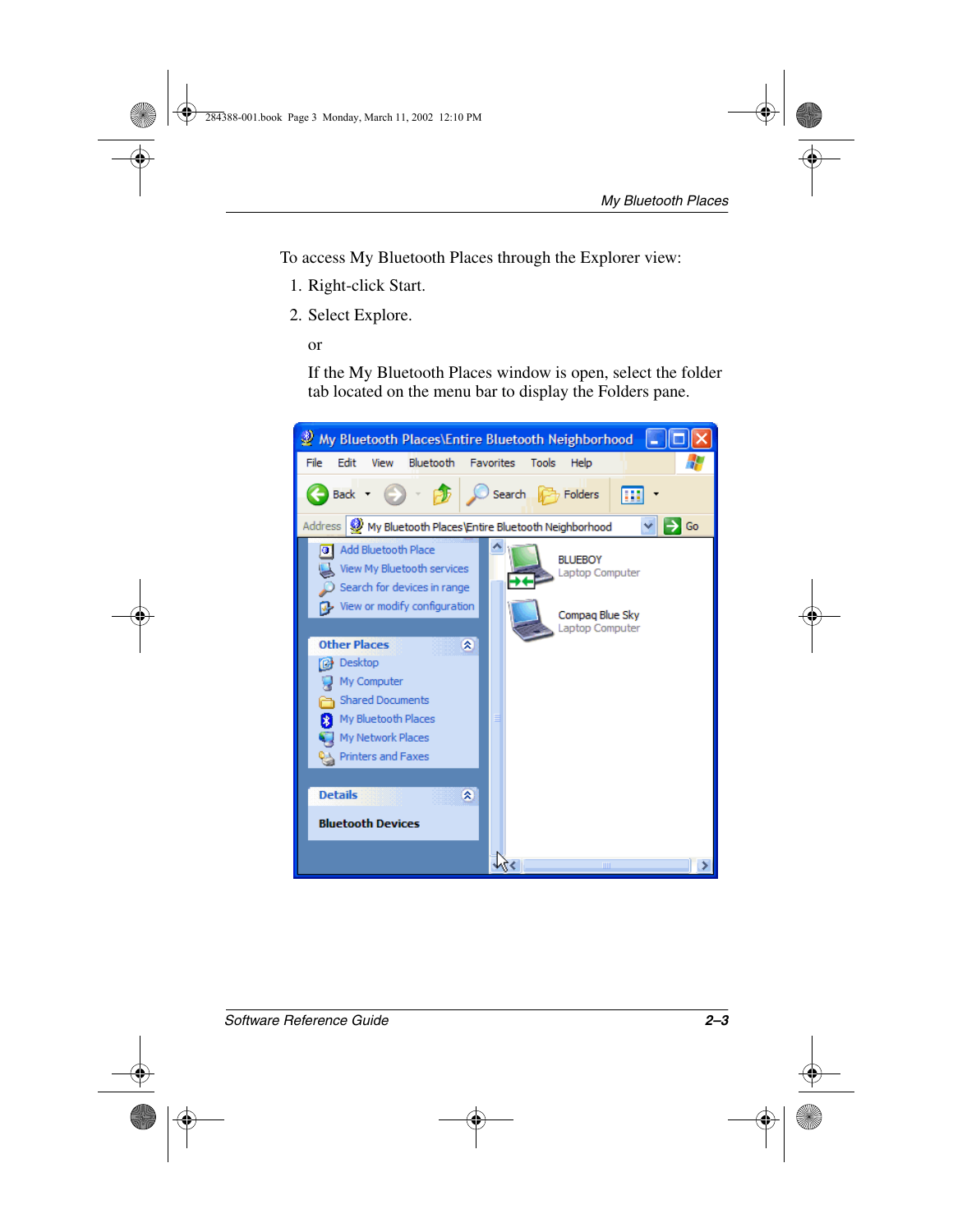To access My Bluetooth Places through the Explorer view:

1. Right-click Start.
2. Select Explore.

   or

   If the My Bluetooth Places window is open, select the folder tab located on the menu bar to display the Folders pane.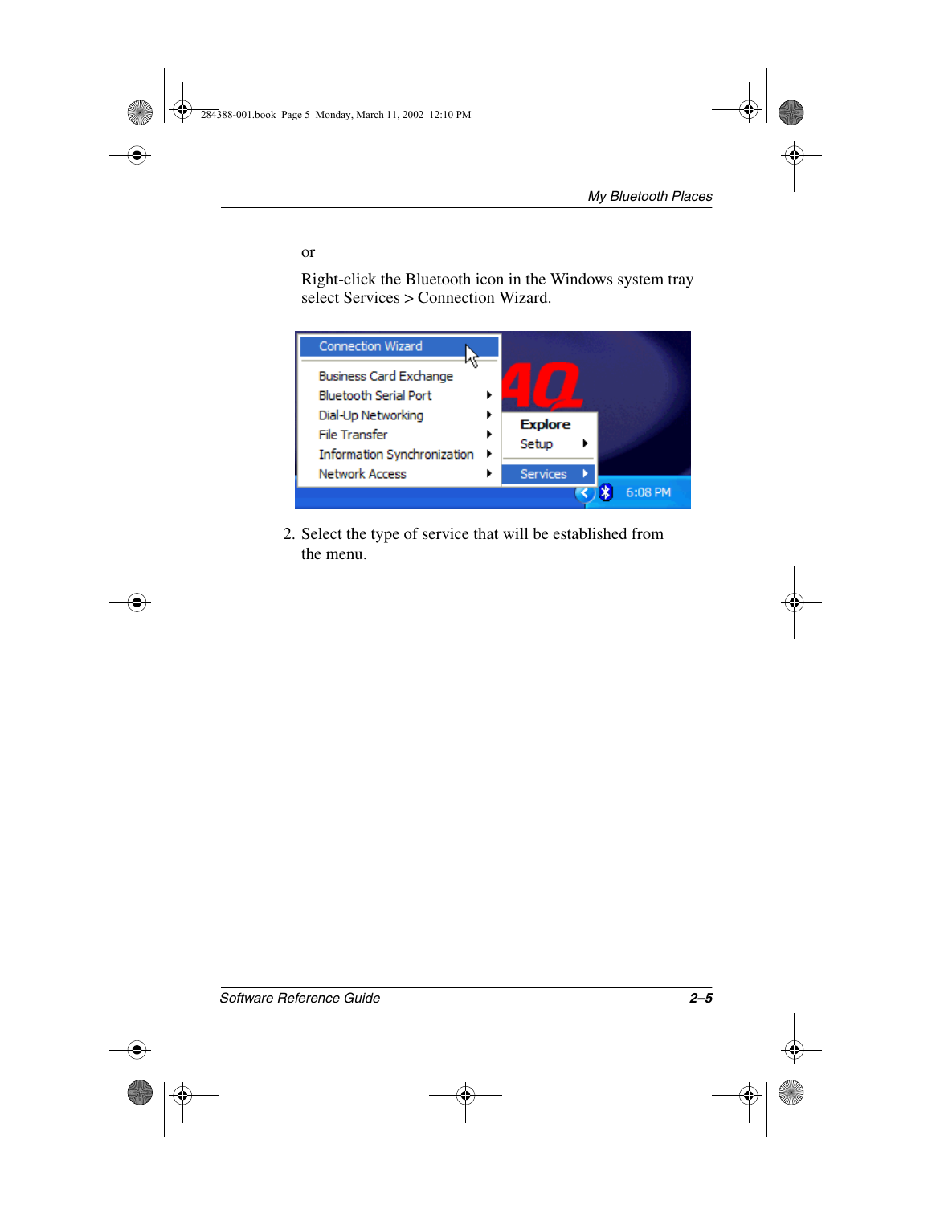or

Right-click the Bluetooth icon in the Windows system tray select Services > Connection Wizard.

2. Select the type of service that will be established from the menu.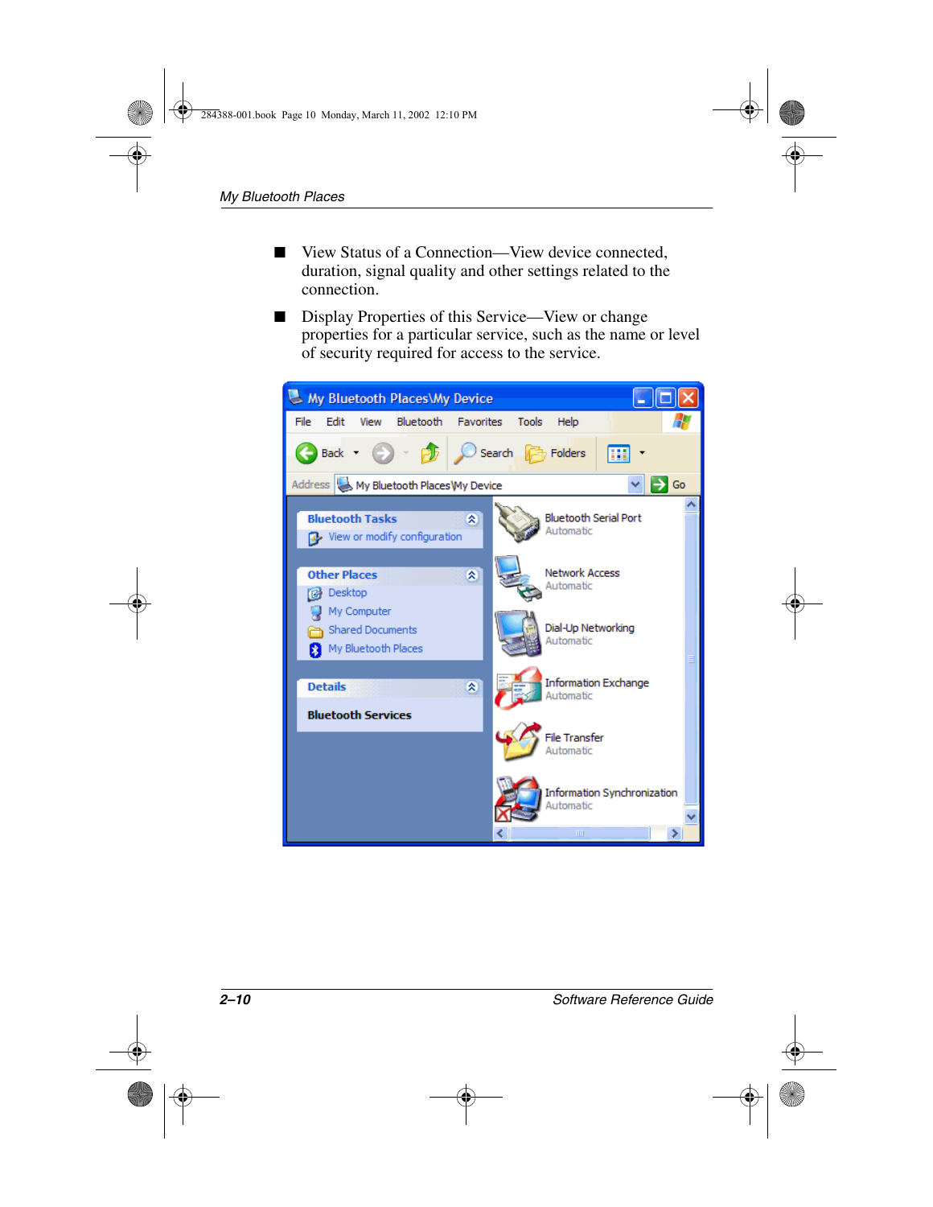- View Status of a Connection—View device connected, duration, signal quality and other settings related to the connection.
- Display Properties of this Service—View or change properties for a particular service, such as the name or level of security required for access to the service.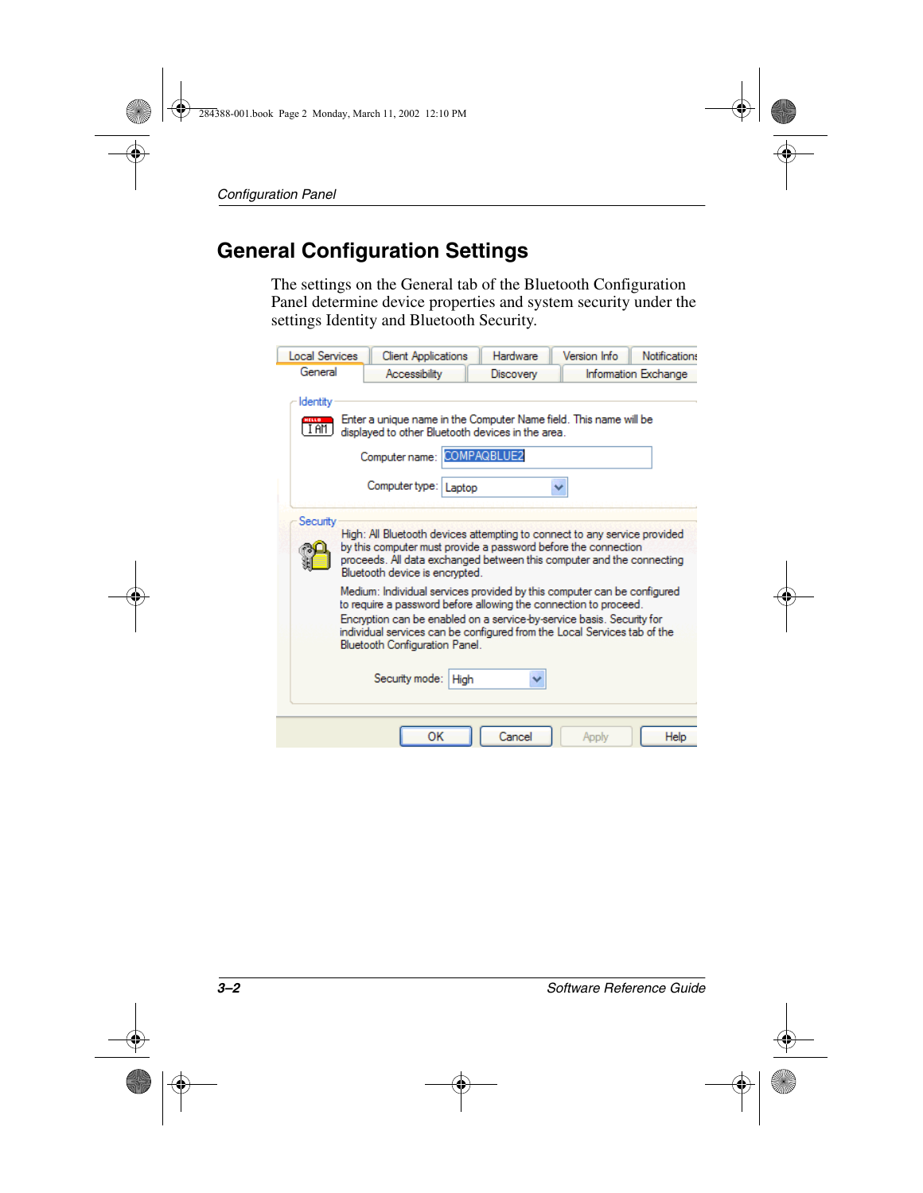## General Configuration Settings

The settings on the General tab of the Bluetooth Configuration Panel determine device properties and system security under the settings Identity and Bluetooth Security.

Local Services | Client Applications | Hardware | Version Info | Notifications

General | Accessibility | Discovery | Information Exchange

Identity

Enter a unique name in the Computer Name field. This name will be displayed to other Bluetooth devices in the area.

Computer name: COMPAQBLUE2

Computer type: Laptop

Security

High: All Bluetooth devices attempting to connect to any service provided by this computer must provide a password before the connection proceeds. All data exchanged between this computer and the connecting Bluetooth device is encrypted.

Medium: Individual services provided by this computer can be configured to require a password before allowing the connection to proceed. Encryption can be enabled on a service-by-service basis. Security for individual services can be configured from the Local Services tab of the Bluetooth Configuration Panel.

Security mode: High

OK | Cancel | Apply | Help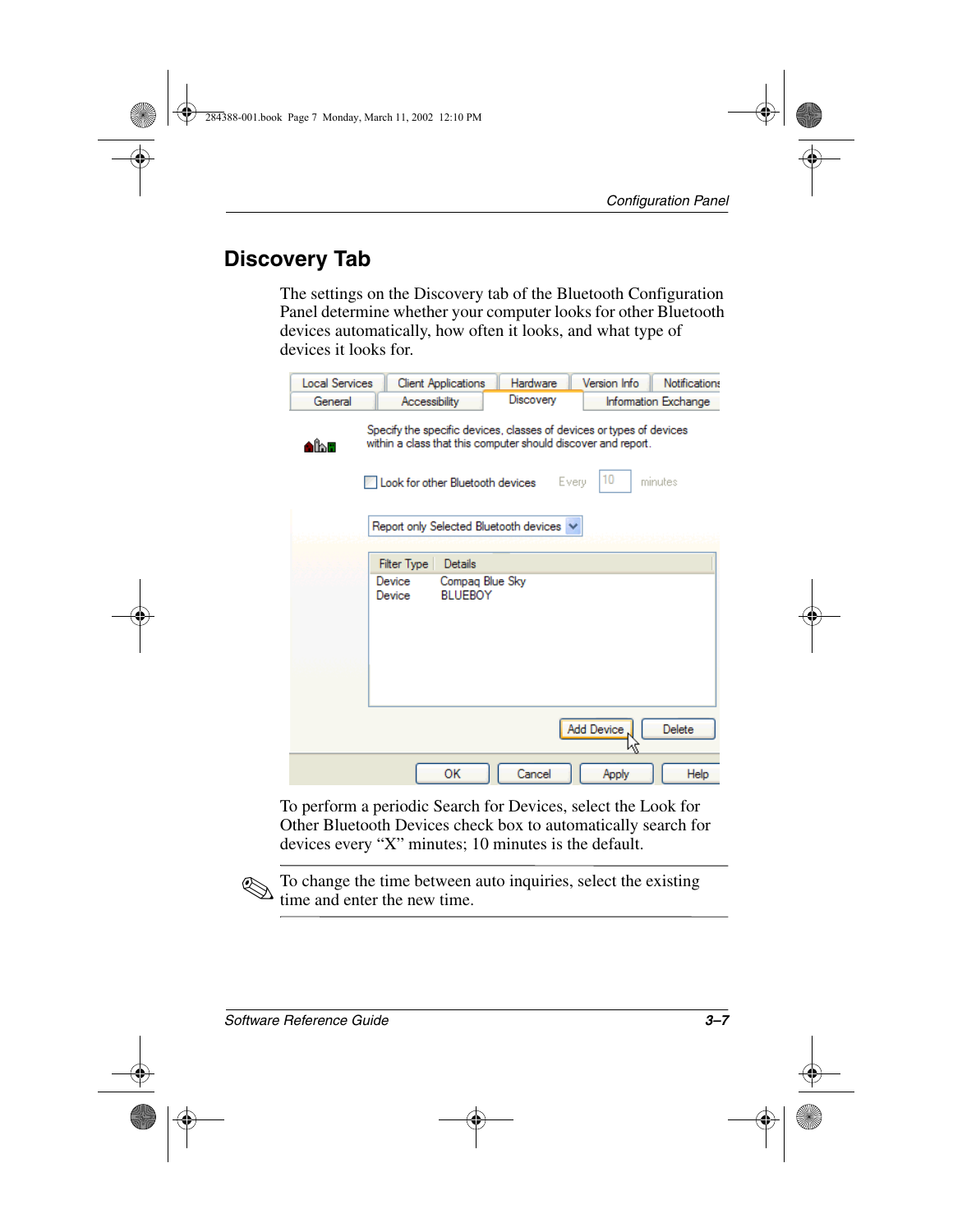## Discovery Tab

The settings on the Discovery tab of the Bluetooth Configuration Panel determine whether your computer looks for other Bluetooth devices automatically, how often it looks, and what type of devices it looks for.

To perform a periodic Search for Devices, select the Look for Other Bluetooth Devices check box to automatically search for devices every “X” minutes; 10 minutes is the default.

To change the time between auto inquiries, select the existing time and enter the new time.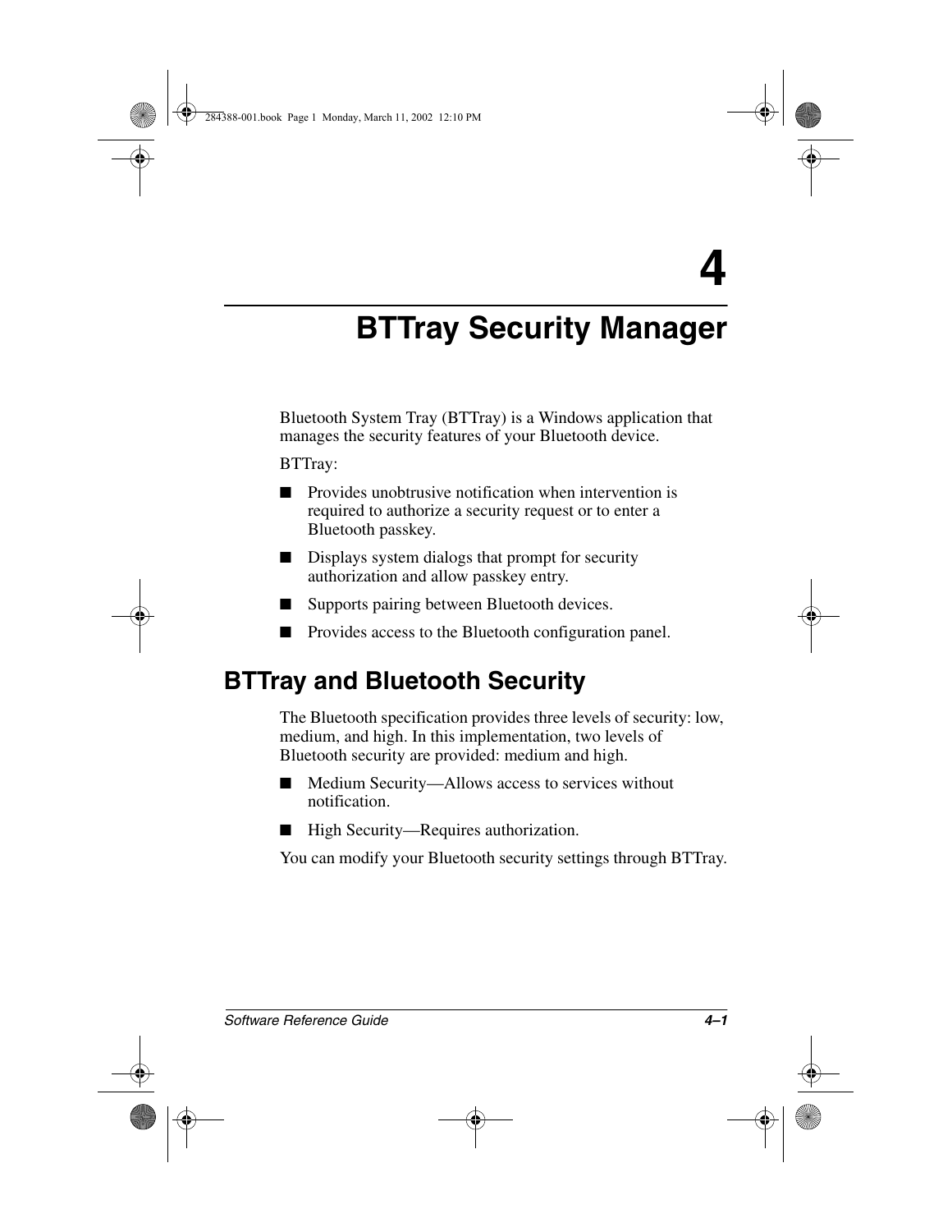# 4

# BTTray Security Manager

Bluetooth System Tray (BTTray) is a Windows application that manages the security features of your Bluetooth device.

BTTray:

- Provides unobtrusive notification when intervention is required to authorize a security request or to enter a Bluetooth passkey.
- Displays system dialogs that prompt for security authorization and allow passkey entry.
- Supports pairing between Bluetooth devices.
- Provides access to the Bluetooth configuration panel.

## BTTray and Bluetooth Security

The Bluetooth specification provides three levels of security: low, medium, and high. In this implementation, two levels of Bluetooth security are provided: medium and high.

- Medium Security—Allows access to services without notification.
- High Security—Requires authorization.

You can modify your Bluetooth security settings through BTTray.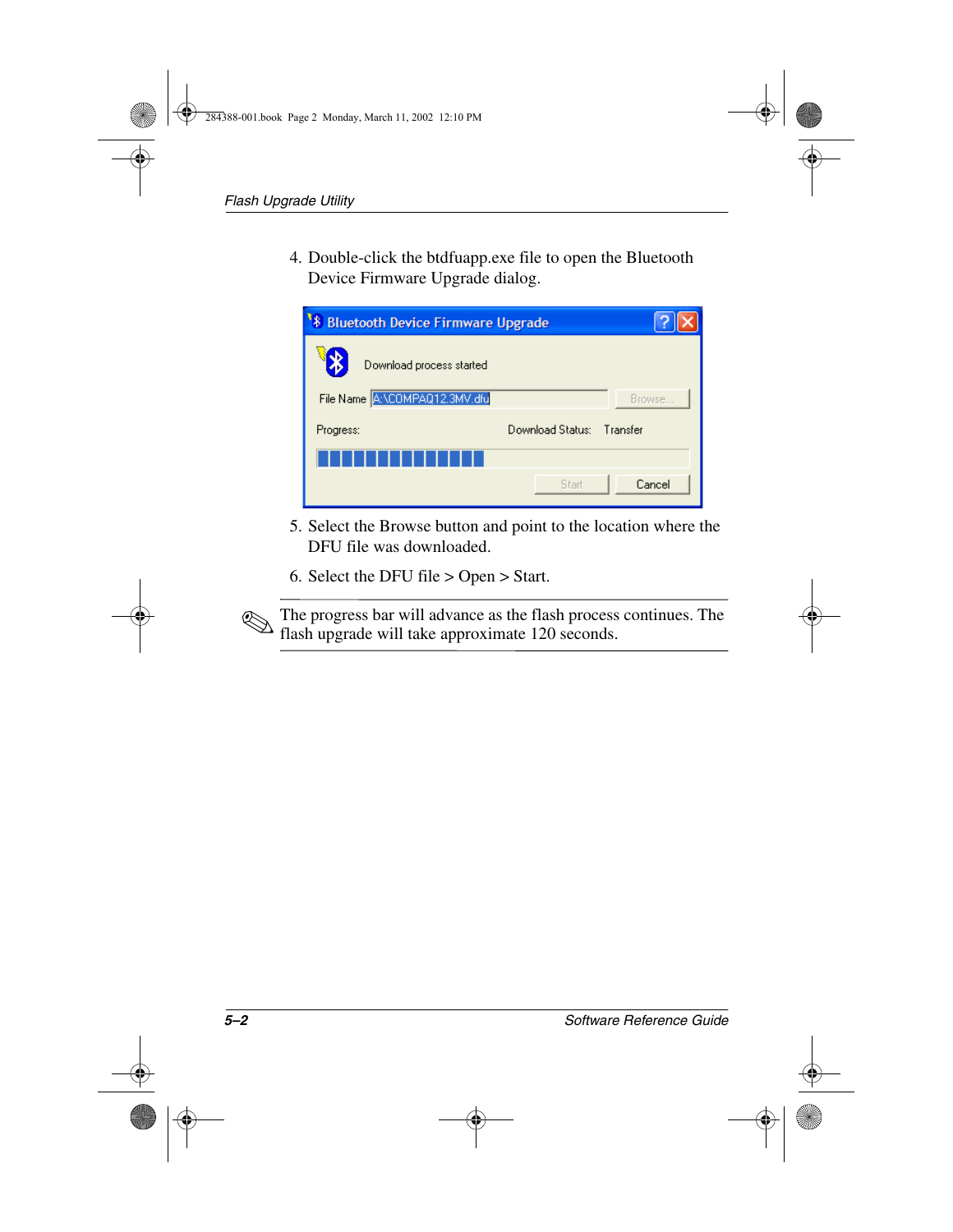4. Double-click the btdfuapp.exe file to open the Bluetooth Device Firmware Upgrade dialog.

5. Select the Browse button and point to the location where the DFU file was downloaded.

6. Select the DFU file > Open > Start.

✎ The progress bar will advance as the flash process continues. The flash upgrade will take approximate 120 seconds.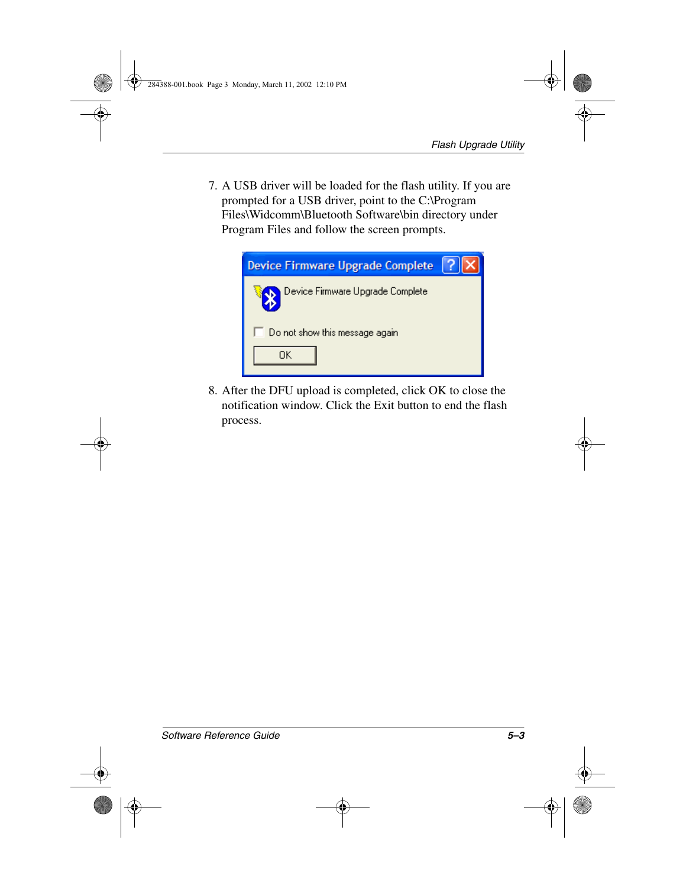7. A USB driver will be loaded for the flash utility. If you are prompted for a USB driver, point to the C:\Program Files\Widcomm\Bluetooth Software\bin directory under Program Files and follow the screen prompts.

8. After the DFU upload is completed, click OK to close the notification window. Click the Exit button to end the flash process.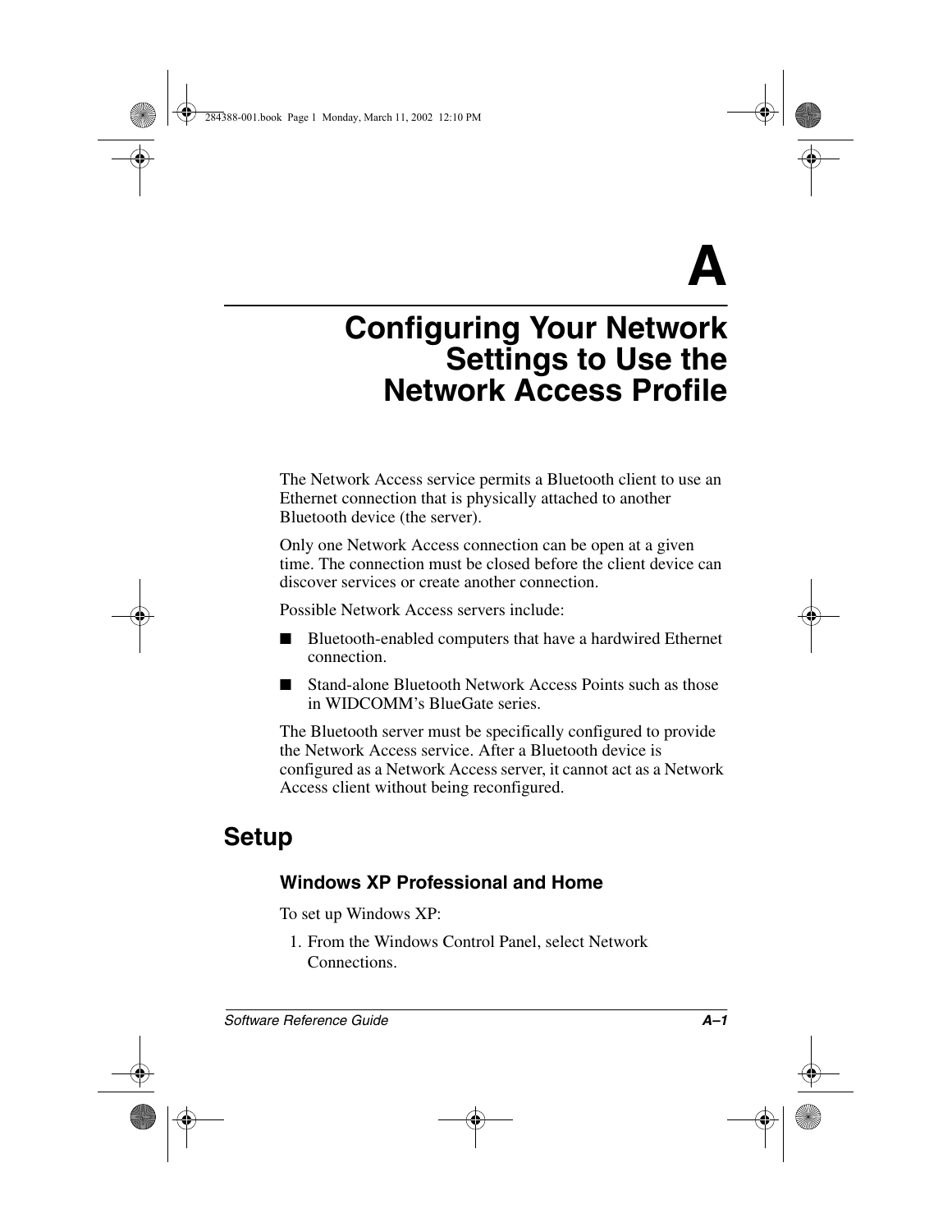# A

# Configuring Your Network Settings to Use the Network Access Profile

The Network Access service permits a Bluetooth client to use an Ethernet connection that is physically attached to another Bluetooth device (the server).

Only one Network Access connection can be open at a given time. The connection must be closed before the client device can discover services or create another connection.

Possible Network Access servers include:

- Bluetooth-enabled computers that have a hardwired Ethernet connection.
- Stand-alone Bluetooth Network Access Points such as those in WIDCOMM's BlueGate series.

The Bluetooth server must be specifically configured to provide the Network Access service. After a Bluetooth device is configured as a Network Access server, it cannot act as a Network Access client without being reconfigured.

## Setup

### Windows XP Professional and Home

To set up Windows XP:

1. From the Windows Control Panel, select Network Connections.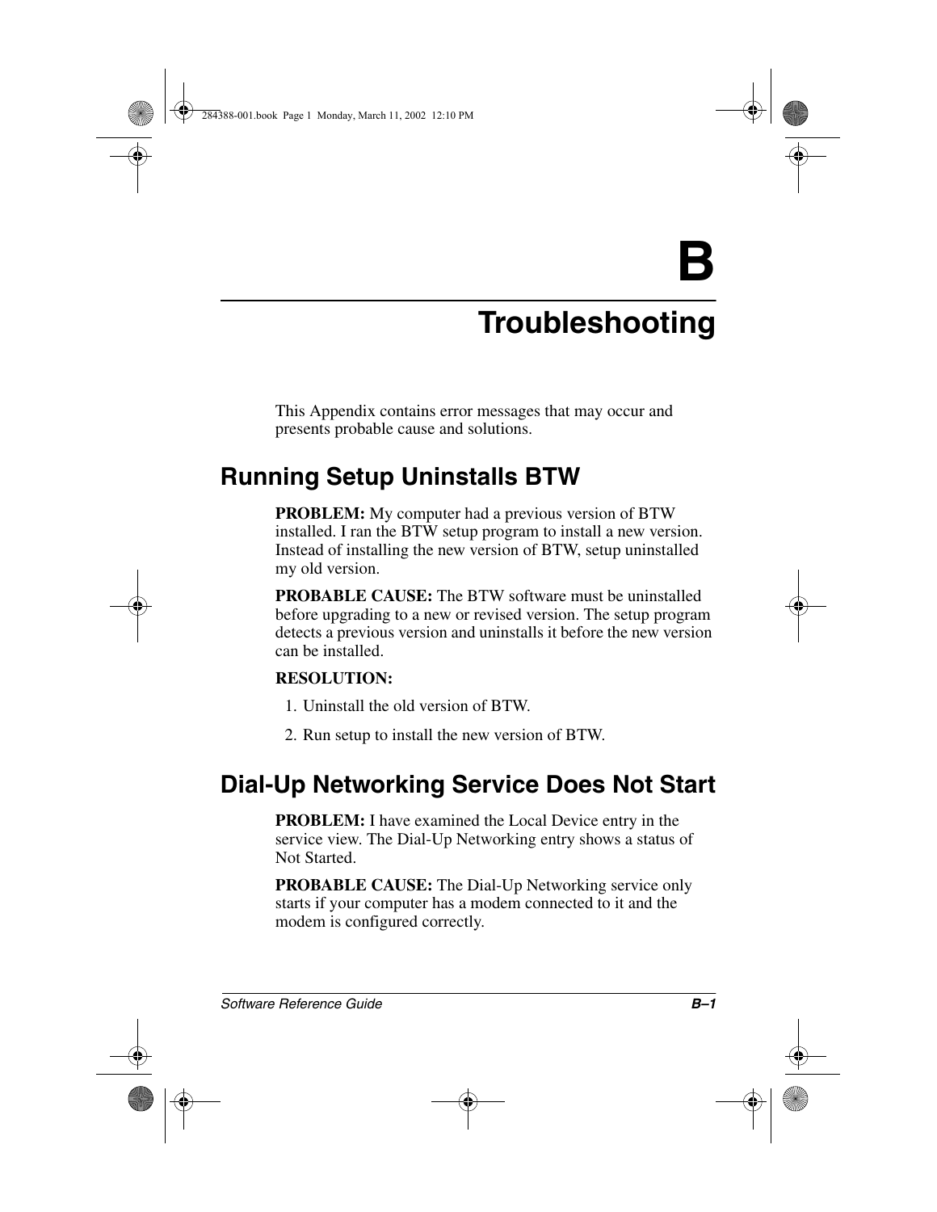# B

# Troubleshooting

This Appendix contains error messages that may occur and presents probable cause and solutions.

## Running Setup Uninstalls BTW

**PROBLEM:** My computer had a previous version of BTW installed. I ran the BTW setup program to install a new version. Instead of installing the new version of BTW, setup uninstalled my old version.

**PROBABLE CAUSE:** The BTW software must be uninstalled before upgrading to a new or revised version. The setup program detects a previous version and uninstalls it before the new version can be installed.

**RESOLUTION:**

1. Uninstall the old version of BTW.
2. Run setup to install the new version of BTW.

## Dial-Up Networking Service Does Not Start

**PROBLEM:** I have examined the Local Device entry in the service view. The Dial-Up Networking entry shows a status of Not Started.

**PROBABLE CAUSE:** The Dial-Up Networking service only starts if your computer has a modem connected to it and the modem is configured correctly.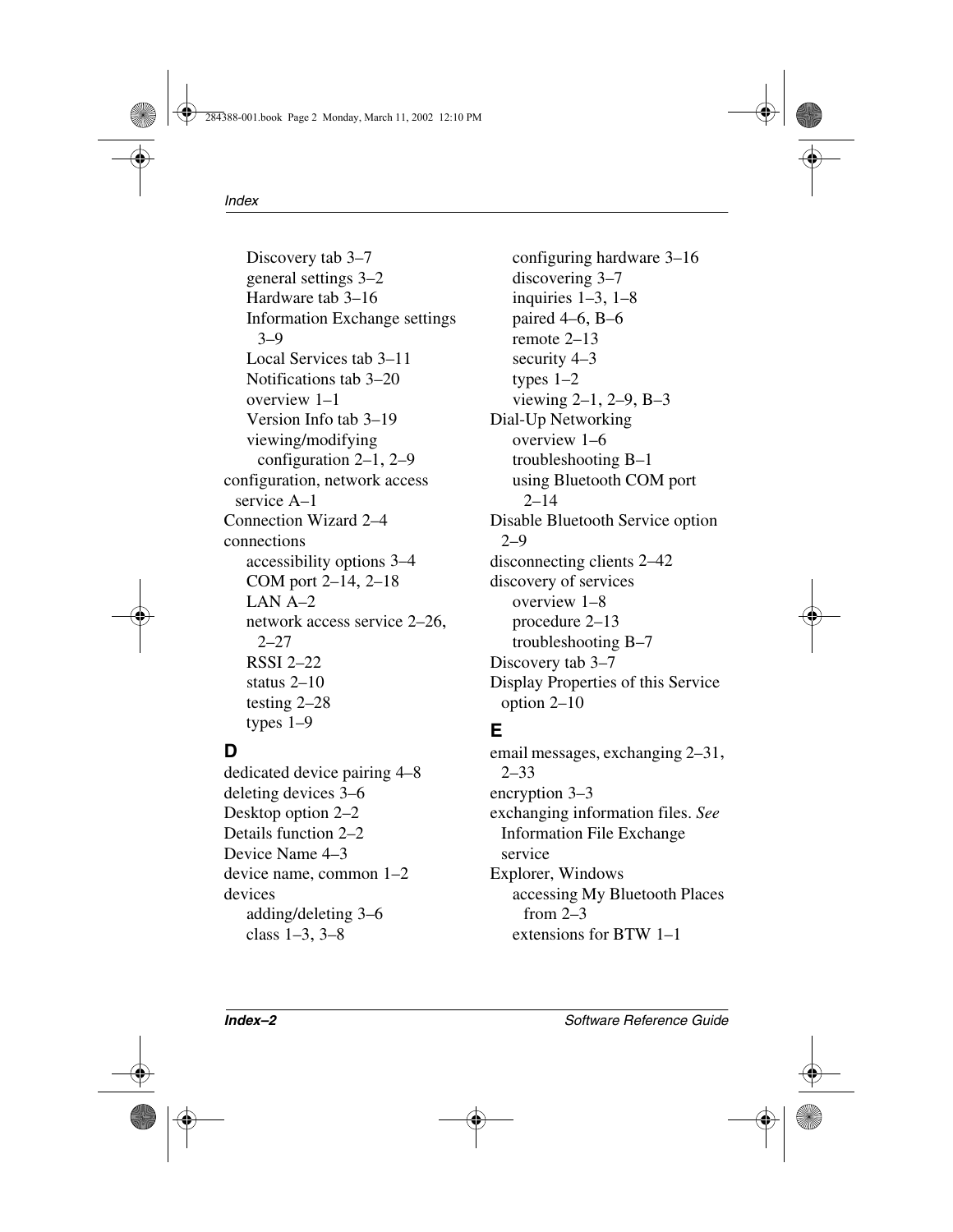Discovery tab 3–7
general settings 3–2
Hardware tab 3–16
Information Exchange settings 3–9
Local Services tab 3–11
Notifications tab 3–20
overview 1–1
Version Info tab 3–19
viewing/modifying configuration 2–1, 2–9

configuration, network access service A–1
Connection Wizard 2–4
connections
accessibility options 3–4
COM port 2–14, 2–18
LAN A–2
network access service 2–26, 2–27
RSSI 2–22
status 2–10
testing 2–28
types 1–9

## D

dedicated device pairing 4–8
deleting devices 3–6
Desktop option 2–2
Details function 2–2
Device Name 4–3
device name, common 1–2
devices
adding/deleting 3–6
class 1–3, 3–8
configuring hardware 3–16
discovering 3–7
inquiries 1–3, 1–8
paired 4–6, B–6
remote 2–13
security 4–3
types 1–2
viewing 2–1, 2–9, B–3

Dial-Up Networking
overview 1–6
troubleshooting B–1
using Bluetooth COM port 2–14

Disable Bluetooth Service option 2–9
disconnecting clients 2–42
discovery of services
overview 1–8
procedure 2–13
troubleshooting B–7

Discovery tab 3–7
Display Properties of this Service option 2–10

## E

email messages, exchanging 2–31, 2–33
encryption 3–3
exchanging information files. *See* Information File Exchange service
Explorer, Windows
accessing My Bluetooth Places from 2–3
extensions for BTW 1–1